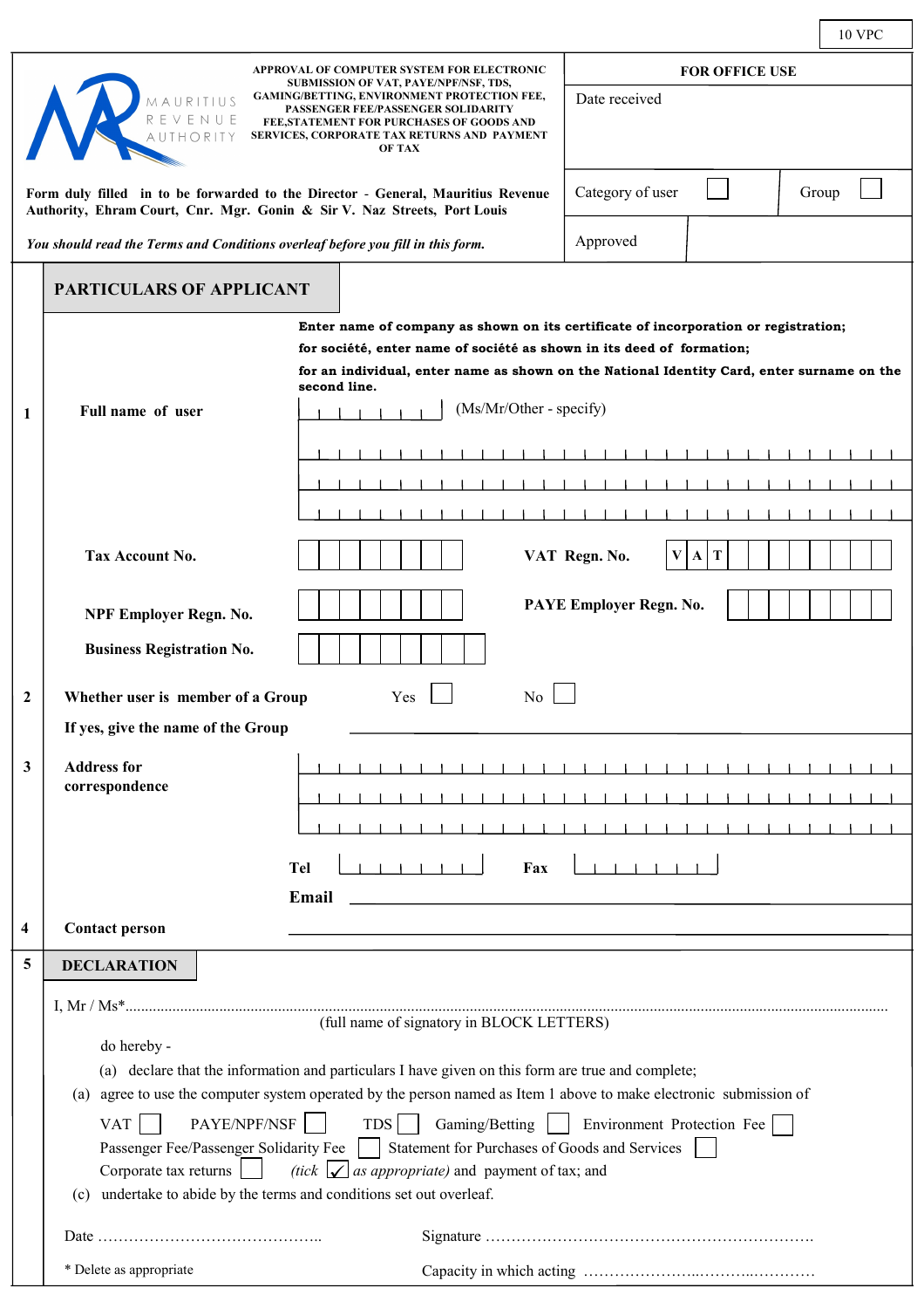10 VPC

MAURITIUS REVENUE AUTHORITY

**APPROVAL OF COMPUTER SYSTEM FOR ELECTRONIC SUBMISSION OF VAT, PAYE/NPF/NSF, TDS, GAMING/BETTING, ENVIRONMENT PROTECTION FEE, PASSENGER FEE/PASSENGER SOLIDARITY FEE,STATEMENT FOR PURCHASES OF GOODS AND SERVICES, CORPORATE TAX RETURNS AND PAYMENT OF TAX**

**Form duly filled in to be forwarded to the Director - General, Mauritius Revenue Authority, Ehram Court, Cnr. Mgr. Gonin & Sir V. Naz Streets, Port Louis**

***You should read the Terms and Conditions overleaf before you fill in this form.***

| **FOR OFFICE USE** | |
|---|---|
| Date received | |
| Category of user ☐ | Group ☐ |
| Approved | |

## PARTICULARS OF APPLICANT

**1 Full name of user**

**Enter name of company as shown on its certificate of incorporation or registration;**
**for société, enter name of société as shown in its deed of formation;**
**for an individual, enter name as shown on the National Identity Card, enter surname on the second line.**

|_|_|_|_|_|_| (Ms/Mr/Other - specify)

|_|_|_|_|_|_|_|_|_|_|_|_|_|_|_|_|_|_|_|_|_|_|_|_|_|_|_|_|_|_|

|_|_|_|_|_|_|_|_|_|_|_|_|_|_|_|_|_|_|_|_|_|_|_|_|_|_|_|_|_|_|

|_|_|_|_|_|_|_|_|_|_|_|_|_|_|_|_|_|_|_|_|_|_|_|_|_|_|_|_|_|_|

**Tax Account No.** ☐☐☐☐☐☐☐☐ **VAT Regn. No.** V A T ☐☐☐☐☐☐☐☐

**NPF Employer Regn. No.** ☐☐☐☐☐☐☐☐ **PAYE Employer Regn. No.** ☐☐☐☐☐☐☐☐

**Business Registration No.** ☐☐☐☐☐☐☐☐☐

**2 Whether user is member of a Group** Yes ☐ No ☐

**If yes, give the name of the Group** ______________________________

**3 Address for correspondence**

|_|_|_|_|_|_|_|_|_|_|_|_|_|_|_|_|_|_|_|_|_|_|_|_|_|_|_|_|_|_|

|_|_|_|_|_|_|_|_|_|_|_|_|_|_|_|_|_|_|_|_|_|_|_|_|_|_|_|_|_|_|

|_|_|_|_|_|_|_|_|_|_|_|_|_|_|_|_|_|_|_|_|_|_|_|_|_|_|_|_|_|_|

**Tel** |_|_|_|_|_|_|_| **Fax** |_|_|_|_|_|_|_|

**Email** ______________________________

**4 Contact person** ______________________________

## 5 DECLARATION

I, Mr / Ms*.................................................................................................................................................................
(full name of signatory in BLOCK LETTERS)

do hereby -

(a) declare that the information and particulars I have given on this form are true and complete;

(a) agree to use the computer system operated by the person named as Item 1 above to make electronic submission of

VAT ☐ PAYE/NPF/NSF ☐ TDS ☐ Gaming/Betting ☐ Environment Protection Fee ☐
Passenger Fee/Passenger Solidarity Fee ☐ Statement for Purchases of Goods and Services ☐
Corporate tax returns ☐ *(tick ✓ as appropriate)* and payment of tax; and

(c) undertake to abide by the terms and conditions set out overleaf.

Date ……………………………………..  Signature ……………………………………………………….

\* Delete as appropriate  Capacity in which acting ……………………..……….…………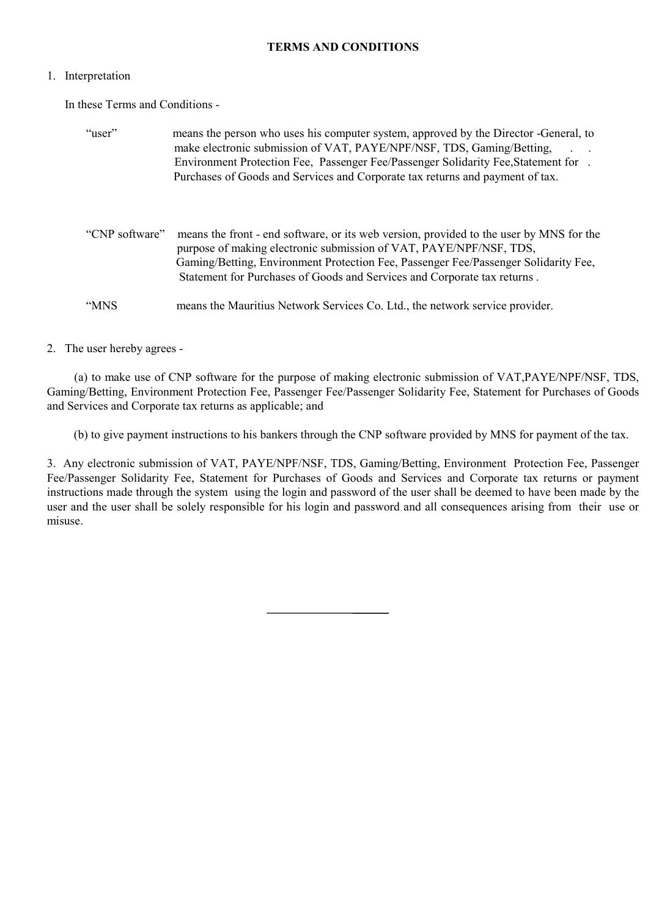**TERMS AND CONDITIONS**

1. Interpretation

   In these Terms and Conditions -

   "user" means the person who uses his computer system, approved by the Director -General, to make electronic submission of VAT, PAYE/NPF/NSF, TDS, Gaming/Betting, Environment Protection Fee, Passenger Fee/Passenger Solidarity Fee,Statement for Purchases of Goods and Services and Corporate tax returns and payment of tax.

   "CNP software" means the front - end software, or its web version, provided to the user by MNS for the purpose of making electronic submission of VAT, PAYE/NPF/NSF, TDS, Gaming/Betting, Environment Protection Fee, Passenger Fee/Passenger Solidarity Fee, Statement for Purchases of Goods and Services and Corporate tax returns .

   "MNS means the Mauritius Network Services Co. Ltd., the network service provider.

2. The user hereby agrees -

   (a) to make use of CNP software for the purpose of making electronic submission of VAT,PAYE/NPF/NSF, TDS, Gaming/Betting, Environment Protection Fee, Passenger Fee/Passenger Solidarity Fee, Statement for Purchases of Goods and Services and Corporate tax returns as applicable; and

   (b) to give payment instructions to his bankers through the CNP software provided by MNS for payment of the tax.

3. Any electronic submission of VAT, PAYE/NPF/NSF, TDS, Gaming/Betting, Environment Protection Fee, Passenger Fee/Passenger Solidarity Fee, Statement for Purchases of Goods and Services and Corporate tax returns or payment instructions made through the system using the login and password of the user shall be deemed to have been made by the user and the user shall be solely responsible for his login and password and all consequences arising from their use or misuse.